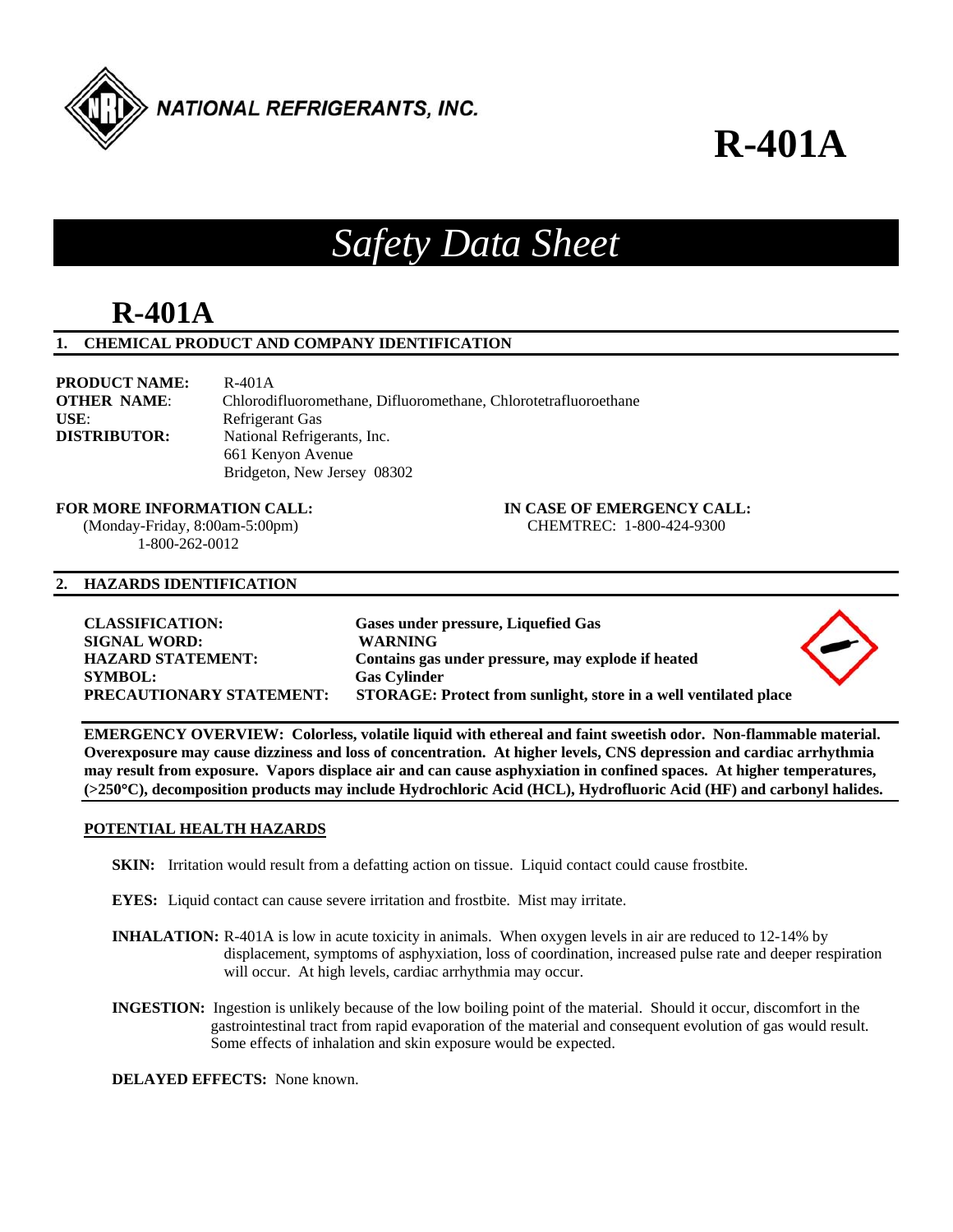NATIONAL REFRIGERANTS, INC.

# R-401A

# *Safety Data Sheet*

# R-401A

## 1. CHEMICAL PRODUCT AND COMPANY IDENTIFICATION

**PRODUCT NAME:** R-401A
**OTHER NAME**: Chlorodifluoromethane, Difluoromethane, Chlorotetrafluoroethane
**USE**: Refrigerant Gas
**DISTRIBUTOR:** National Refrigerants, Inc.
661 Kenyon Avenue
Bridgeton, New Jersey 08302

**FOR MORE INFORMATION CALL:**
(Monday-Friday, 8:00am-5:00pm)
1-800-262-0012

**IN CASE OF EMERGENCY CALL:**
CHEMTREC: 1-800-424-9300

## 2. HAZARDS IDENTIFICATION

**CLASSIFICATION:** **Gases under pressure, Liquefied Gas**
**SIGNAL WORD:** **WARNING**
**HAZARD STATEMENT:** **Contains gas under pressure, may explode if heated**
**SYMBOL:** **Gas Cylinder**
**PRECAUTIONARY STATEMENT:** **STORAGE: Protect from sunlight, store in a well ventilated place**

**EMERGENCY OVERVIEW: Colorless, volatile liquid with ethereal and faint sweetish odor. Non-flammable material. Overexposure may cause dizziness and loss of concentration. At higher levels, CNS depression and cardiac arrhythmia may result from exposure. Vapors displace air and can cause asphyxiation in confined spaces. At higher temperatures, (>250°C), decomposition products may include Hydrochloric Acid (HCL), Hydrofluoric Acid (HF) and carbonyl halides.**

### POTENTIAL HEALTH HAZARDS

**SKIN:** Irritation would result from a defatting action on tissue. Liquid contact could cause frostbite.

**EYES:** Liquid contact can cause severe irritation and frostbite. Mist may irritate.

**INHALATION:** R-401A is low in acute toxicity in animals. When oxygen levels in air are reduced to 12-14% by displacement, symptoms of asphyxiation, loss of coordination, increased pulse rate and deeper respiration will occur. At high levels, cardiac arrhythmia may occur.

**INGESTION:** Ingestion is unlikely because of the low boiling point of the material. Should it occur, discomfort in the gastrointestinal tract from rapid evaporation of the material and consequent evolution of gas would result. Some effects of inhalation and skin exposure would be expected.

**DELAYED EFFECTS:** None known.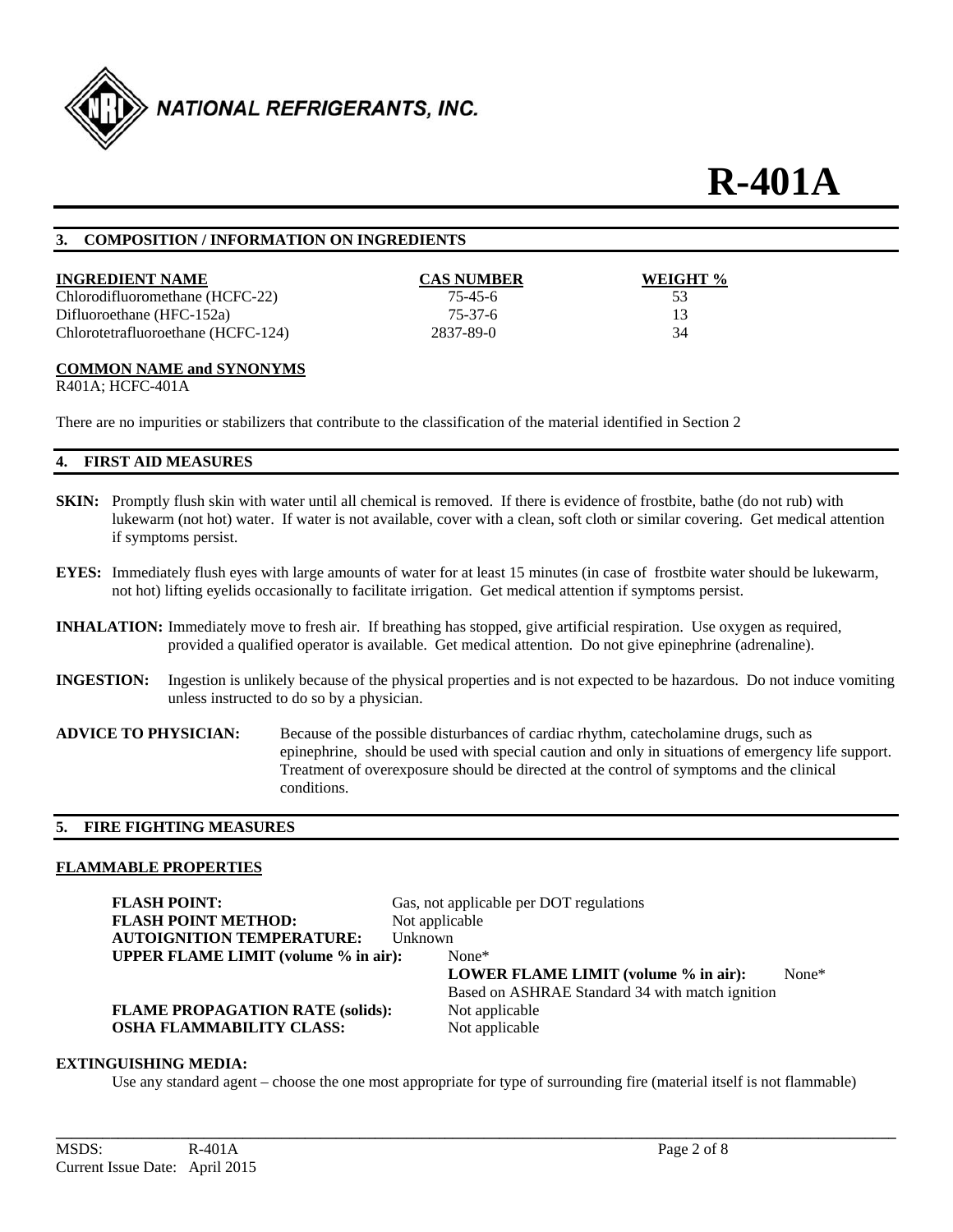# R-401A

## 3. COMPOSITION / INFORMATION ON INGREDIENTS

| INGREDIENT NAME | CAS NUMBER | WEIGHT % |
|---|---|---|
| Chlorodifluoromethane (HCFC-22) | 75-45-6 | 53 |
| Difluoroethane (HFC-152a) | 75-37-6 | 13 |
| Chlorotetrafluoroethane (HCFC-124) | 2837-89-0 | 34 |

**COMMON NAME and SYNONYMS**
R401A; HCFC-401A

There are no impurities or stabilizers that contribute to the classification of the material identified in Section 2

## 4. FIRST AID MEASURES

**SKIN:** Promptly flush skin with water until all chemical is removed. If there is evidence of frostbite, bathe (do not rub) with lukewarm (not hot) water. If water is not available, cover with a clean, soft cloth or similar covering. Get medical attention if symptoms persist.

**EYES:** Immediately flush eyes with large amounts of water for at least 15 minutes (in case of frostbite water should be lukewarm, not hot) lifting eyelids occasionally to facilitate irrigation. Get medical attention if symptoms persist.

**INHALATION:** Immediately move to fresh air. If breathing has stopped, give artificial respiration. Use oxygen as required, provided a qualified operator is available. Get medical attention. Do not give epinephrine (adrenaline).

**INGESTION:** Ingestion is unlikely because of the physical properties and is not expected to be hazardous. Do not induce vomiting unless instructed to do so by a physician.

**ADVICE TO PHYSICIAN:** Because of the possible disturbances of cardiac rhythm, catecholamine drugs, such as epinephrine, should be used with special caution and only in situations of emergency life support. Treatment of overexposure should be directed at the control of symptoms and the clinical conditions.

## 5. FIRE FIGHTING MEASURES

**FLAMMABLE PROPERTIES**

**FLASH POINT:** Gas, not applicable per DOT regulations
**FLASH POINT METHOD:** Not applicable
**AUTOIGNITION TEMPERATURE:** Unknown
**UPPER FLAME LIMIT (volume % in air):** None*
**LOWER FLAME LIMIT (volume % in air):** None*
Based on ASHRAE Standard 34 with match ignition
**FLAME PROPAGATION RATE (solids):** Not applicable
**OSHA FLAMMABILITY CLASS:** Not applicable

**EXTINGUISHING MEDIA:**
Use any standard agent – choose the one most appropriate for type of surrounding fire (material itself is not flammable)

MSDS: R-401A
Current Issue Date: April 2015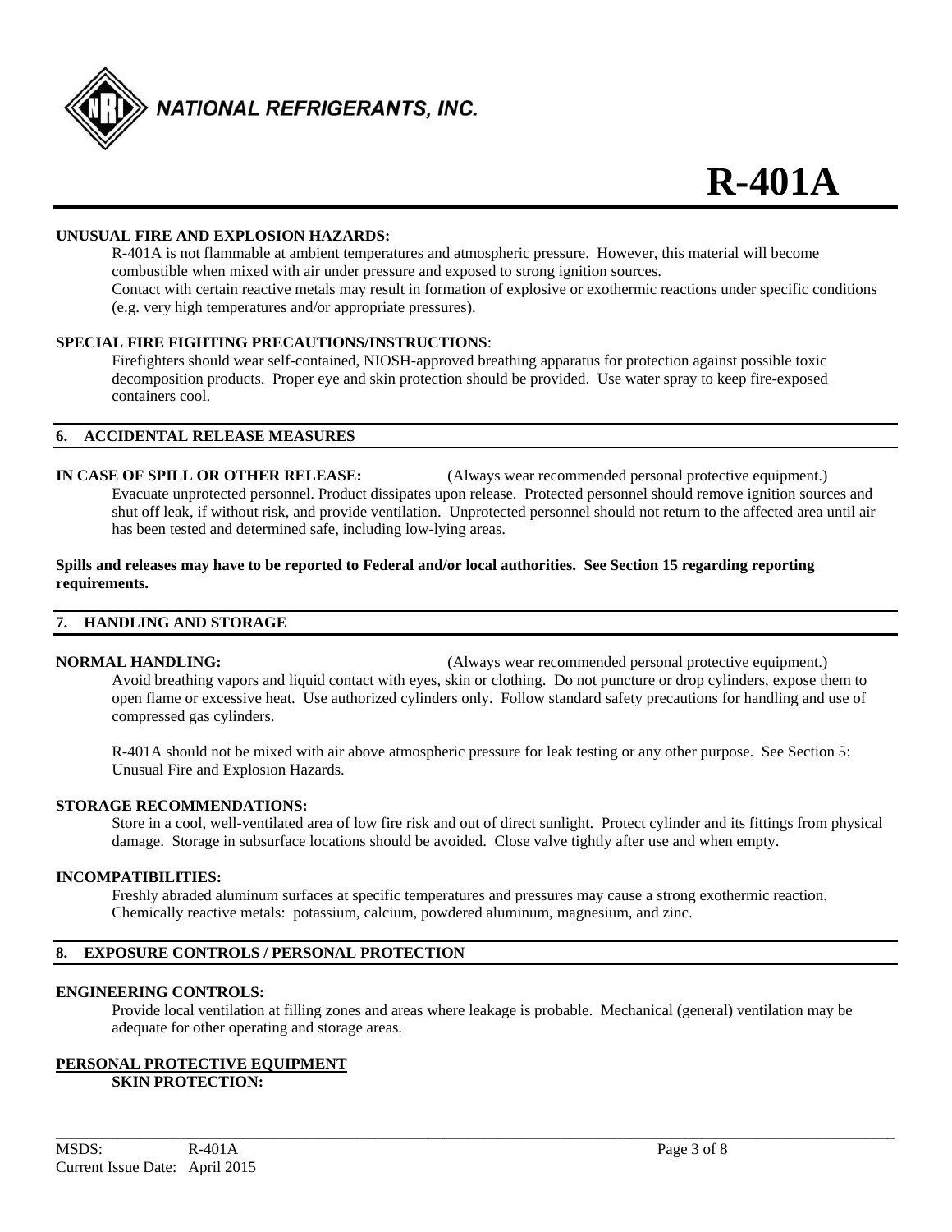**UNUSUAL FIRE AND EXPLOSION HAZARDS:**

R-401A is not flammable at ambient temperatures and atmospheric pressure. However, this material will become combustible when mixed with air under pressure and exposed to strong ignition sources.
Contact with certain reactive metals may result in formation of explosive or exothermic reactions under specific conditions (e.g. very high temperatures and/or appropriate pressures).

**SPECIAL FIRE FIGHTING PRECAUTIONS/INSTRUCTIONS**:

Firefighters should wear self-contained, NIOSH-approved breathing apparatus for protection against possible toxic decomposition products. Proper eye and skin protection should be provided. Use water spray to keep fire-exposed containers cool.

## 6. ACCIDENTAL RELEASE MEASURES

**IN CASE OF SPILL OR OTHER RELEASE:** (Always wear recommended personal protective equipment.)

Evacuate unprotected personnel. Product dissipates upon release. Protected personnel should remove ignition sources and shut off leak, if without risk, and provide ventilation. Unprotected personnel should not return to the affected area until air has been tested and determined safe, including low-lying areas.

**Spills and releases may have to be reported to Federal and/or local authorities. See Section 15 regarding reporting requirements.**

## 7. HANDLING AND STORAGE

**NORMAL HANDLING:** (Always wear recommended personal protective equipment.)

Avoid breathing vapors and liquid contact with eyes, skin or clothing. Do not puncture or drop cylinders, expose them to open flame or excessive heat. Use authorized cylinders only. Follow standard safety precautions for handling and use of compressed gas cylinders.

R-401A should not be mixed with air above atmospheric pressure for leak testing or any other purpose. See Section 5: Unusual Fire and Explosion Hazards.

**STORAGE RECOMMENDATIONS:**

Store in a cool, well-ventilated area of low fire risk and out of direct sunlight. Protect cylinder and its fittings from physical damage. Storage in subsurface locations should be avoided. Close valve tightly after use and when empty.

**INCOMPATIBILITIES:**

Freshly abraded aluminum surfaces at specific temperatures and pressures may cause a strong exothermic reaction. Chemically reactive metals: potassium, calcium, powdered aluminum, magnesium, and zinc.

## 8. EXPOSURE CONTROLS / PERSONAL PROTECTION

**ENGINEERING CONTROLS:**

Provide local ventilation at filling zones and areas where leakage is probable. Mechanical (general) ventilation may be adequate for other operating and storage areas.

**PERSONAL PROTECTIVE EQUIPMENT**

**SKIN PROTECTION:**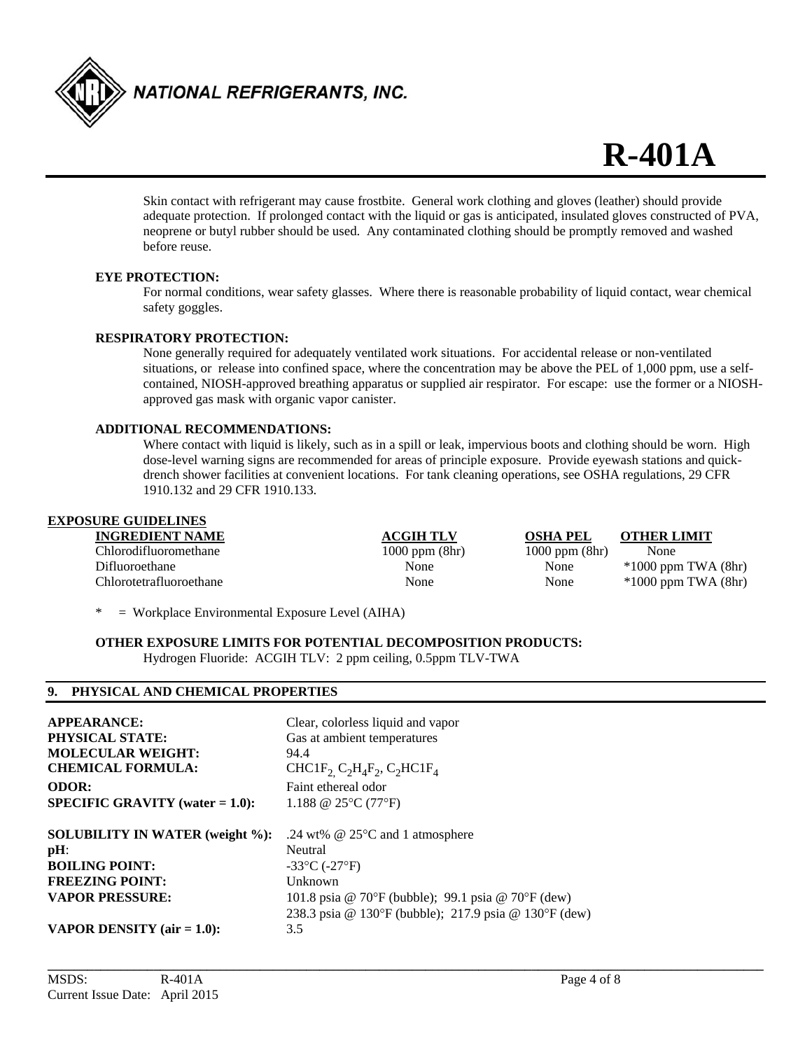Skin contact with refrigerant may cause frostbite. General work clothing and gloves (leather) should provide adequate protection. If prolonged contact with the liquid or gas is anticipated, insulated gloves constructed of PVA, neoprene or butyl rubber should be used. Any contaminated clothing should be promptly removed and washed before reuse.

**EYE PROTECTION:**

For normal conditions, wear safety glasses. Where there is reasonable probability of liquid contact, wear chemical safety goggles.

**RESPIRATORY PROTECTION:**

None generally required for adequately ventilated work situations. For accidental release or non-ventilated situations, or release into confined space, where the concentration may be above the PEL of 1,000 ppm, use a self-contained, NIOSH-approved breathing apparatus or supplied air respirator. For escape: use the former or a NIOSH-approved gas mask with organic vapor canister.

**ADDITIONAL RECOMMENDATIONS:**

Where contact with liquid is likely, such as in a spill or leak, impervious boots and clothing should be worn. High dose-level warning signs are recommended for areas of principle exposure. Provide eyewash stations and quick-drench shower facilities at convenient locations. For tank cleaning operations, see OSHA regulations, 29 CFR 1910.132 and 29 CFR 1910.133.

**EXPOSURE GUIDELINES**

| INGREDIENT NAME | ACGIH TLV | OSHA PEL | OTHER LIMIT |
|---|---|---|---|
| Chlorodifluoromethane | 1000 ppm (8hr) | 1000 ppm (8hr) | None |
| Difluoroethane | None | None | *1000 ppm TWA (8hr) |
| Chlorotetrafluoroethane | None | None | *1000 ppm TWA (8hr) |

* = Workplace Environmental Exposure Level (AIHA)

**OTHER EXPOSURE LIMITS FOR POTENTIAL DECOMPOSITION PRODUCTS:**

Hydrogen Fluoride: ACGIH TLV: 2 ppm ceiling, 0.5ppm TLV-TWA

## 9. PHYSICAL AND CHEMICAL PROPERTIES

**APPEARANCE:** Clear, colorless liquid and vapor
**PHYSICAL STATE:** Gas at ambient temperatures
**MOLECULAR WEIGHT:** 94.4
**CHEMICAL FORMULA:** $CHClF_2$, $C_2H_4F_2$, $C_2HClF_4$
**ODOR:** Faint ethereal odor
**SPECIFIC GRAVITY (water = 1.0):** 1.188 @ 25°C (77°F)

**SOLUBILITY IN WATER (weight %):** .24 wt% @ 25°C and 1 atmosphere
**pH:** Neutral
**BOILING POINT:** -33°C (-27°F)
**FREEZING POINT:** Unknown
**VAPOR PRESSURE:** 101.8 psia @ 70°F (bubble); 99.1 psia @ 70°F (dew)
238.3 psia @ 130°F (bubble); 217.9 psia @ 130°F (dew)
**VAPOR DENSITY (air = 1.0):** 3.5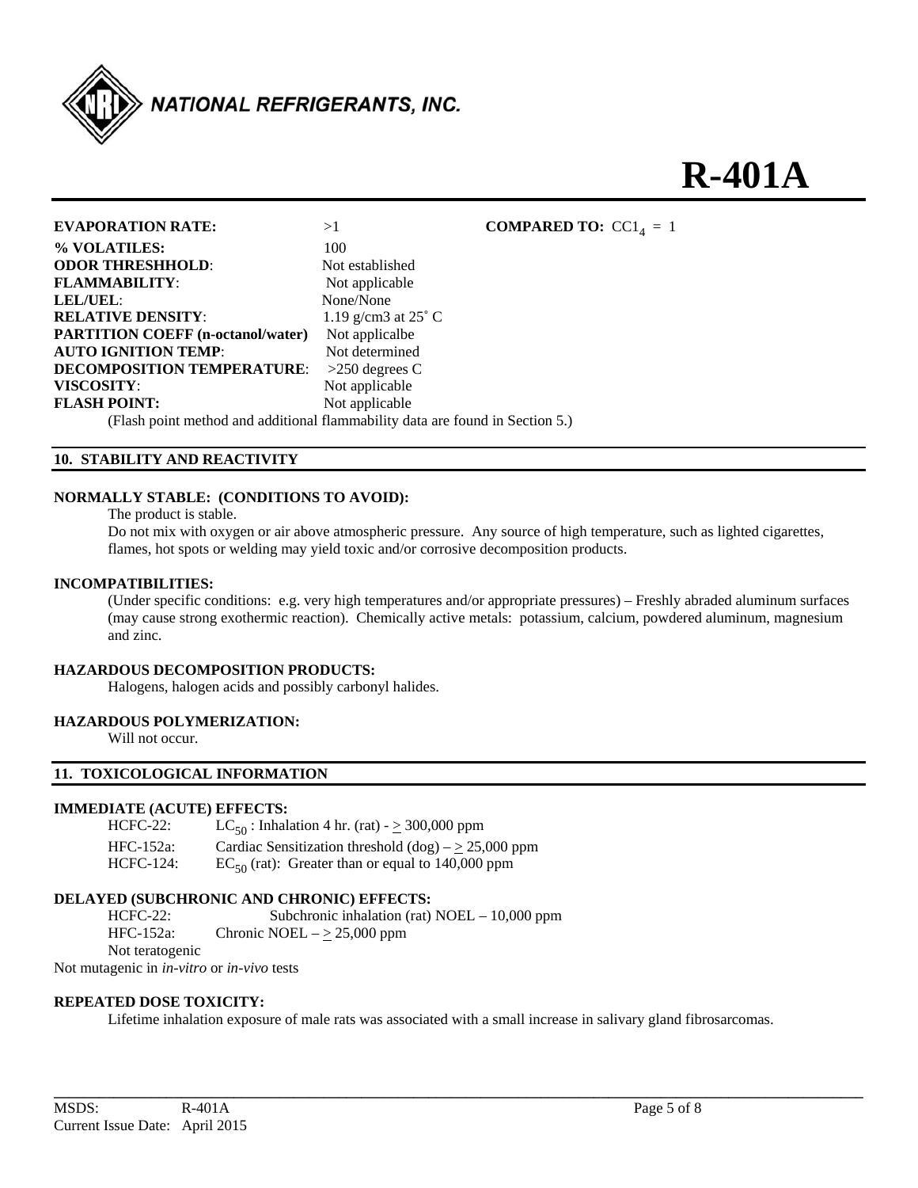# R-401A

| | | |
|---|---|---|
| **EVAPORATION RATE:** | >1 | **COMPARED TO:** $CCl_4$ = 1 |
| **% VOLATILES:** | 100 | |
| **ODOR THRESHHOLD**: | Not established | |
| **FLAMMABILITY**: | Not applicable | |
| **LEL/UEL**: | None/None | |
| **RELATIVE DENSITY**: | 1.19 g/cm3 at 25˚ C | |
| **PARTITION COEFF (n-octanol/water)** | Not applicalbe | |
| **AUTO IGNITION TEMP**: | Not determined | |
| **DECOMPOSITION TEMPERATURE**: | >250 degrees C | |
| **VISCOSITY**: | Not applicable | |
| **FLASH POINT:** | Not applicable | |

(Flash point method and additional flammability data are found in Section 5.)

## 10. STABILITY AND REACTIVITY

**NORMALLY STABLE: (CONDITIONS TO AVOID):**

The product is stable.

Do not mix with oxygen or air above atmospheric pressure. Any source of high temperature, such as lighted cigarettes, flames, hot spots or welding may yield toxic and/or corrosive decomposition products.

**INCOMPATIBILITIES:**

(Under specific conditions: e.g. very high temperatures and/or appropriate pressures) – Freshly abraded aluminum surfaces (may cause strong exothermic reaction). Chemically active metals: potassium, calcium, powdered aluminum, magnesium and zinc.

**HAZARDOUS DECOMPOSITION PRODUCTS:**

Halogens, halogen acids and possibly carbonyl halides.

**HAZARDOUS POLYMERIZATION:**

Will not occur.

## 11. TOXICOLOGICAL INFORMATION

**IMMEDIATE (ACUTE) EFFECTS:**

| | |
|---|---|
| HCFC-22: | $LC_{50}$ : Inhalation 4 hr. (rat) - $\geq$ 300,000 ppm |
| HFC-152a: | Cardiac Sensitization threshold (dog) – $\geq$ 25,000 ppm |
| HCFC-124: | $EC_{50}$ (rat): Greater than or equal to 140,000 ppm |

**DELAYED (SUBCHRONIC AND CHRONIC) EFFECTS:**

| | |
|---|---|
| HCFC-22: | Subchronic inhalation (rat) NOEL – 10,000 ppm |
| HFC-152a: | Chronic NOEL – $\geq$ 25,000 ppm |

Not teratogenic

Not mutagenic in *in-vitro* or *in-vivo* tests

**REPEATED DOSE TOXICITY:**

Lifetime inhalation exposure of male rats was associated with a small increase in salivary gland fibrosarcomas.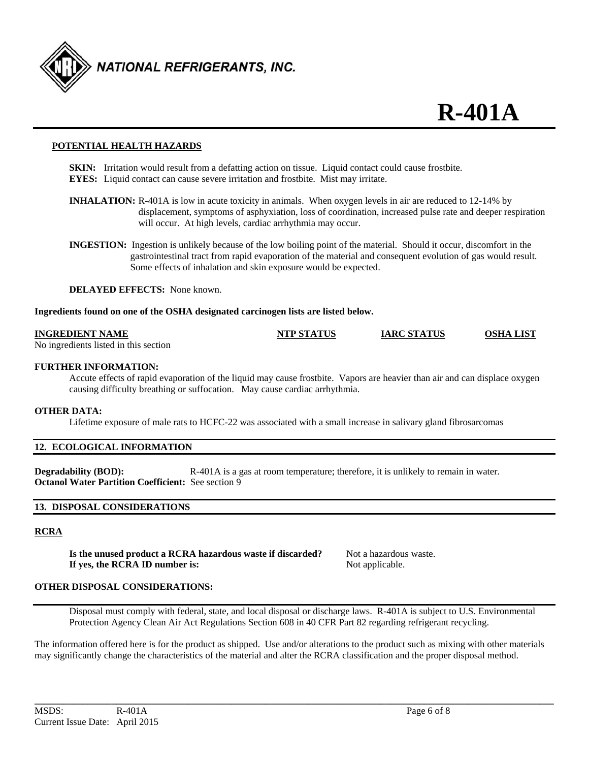### POTENTIAL HEALTH HAZARDS

**SKIN:** Irritation would result from a defatting action on tissue. Liquid contact could cause frostbite.
**EYES:** Liquid contact can cause severe irritation and frostbite. Mist may irritate.

**INHALATION:** R-401A is low in acute toxicity in animals. When oxygen levels in air are reduced to 12-14% by displacement, symptoms of asphyxiation, loss of coordination, increased pulse rate and deeper respiration will occur. At high levels, cardiac arrhythmia may occur.

**INGESTION:** Ingestion is unlikely because of the low boiling point of the material. Should it occur, discomfort in the gastrointestinal tract from rapid evaporation of the material and consequent evolution of gas would result. Some effects of inhalation and skin exposure would be expected.

**DELAYED EFFECTS:** None known.

**Ingredients found on one of the OSHA designated carcinogen lists are listed below.**

| INGREDIENT NAME | NTP STATUS | IARC STATUS | OSHA LIST |
|---|---|---|---|
| No ingredients listed in this section | | | |

**FURTHER INFORMATION:**

Accute effects of rapid evaporation of the liquid may cause frostbite. Vapors are heavier than air and can displace oxygen causing difficulty breathing or suffocation. May cause cardiac arrhythmia.

**OTHER DATA:**

Lifetime exposure of male rats to HCFC-22 was associated with a small increase in salivary gland fibrosarcomas

## 12. ECOLOGICAL INFORMATION

**Degradability (BOD):** R-401A is a gas at room temperature; therefore, it is unlikely to remain in water.
**Octanol Water Partition Coefficient:** See section 9

## 13. DISPOSAL CONSIDERATIONS

### RCRA

**Is the unused product a RCRA hazardous waste if discarded?** Not a hazardous waste.
**If yes, the RCRA ID number is:** Not applicable.

**OTHER DISPOSAL CONSIDERATIONS:**

Disposal must comply with federal, state, and local disposal or discharge laws. R-401A is subject to U.S. Environmental Protection Agency Clean Air Act Regulations Section 608 in 40 CFR Part 82 regarding refrigerant recycling.

The information offered here is for the product as shipped. Use and/or alterations to the product such as mixing with other materials may significantly change the characteristics of the material and alter the RCRA classification and the proper disposal method.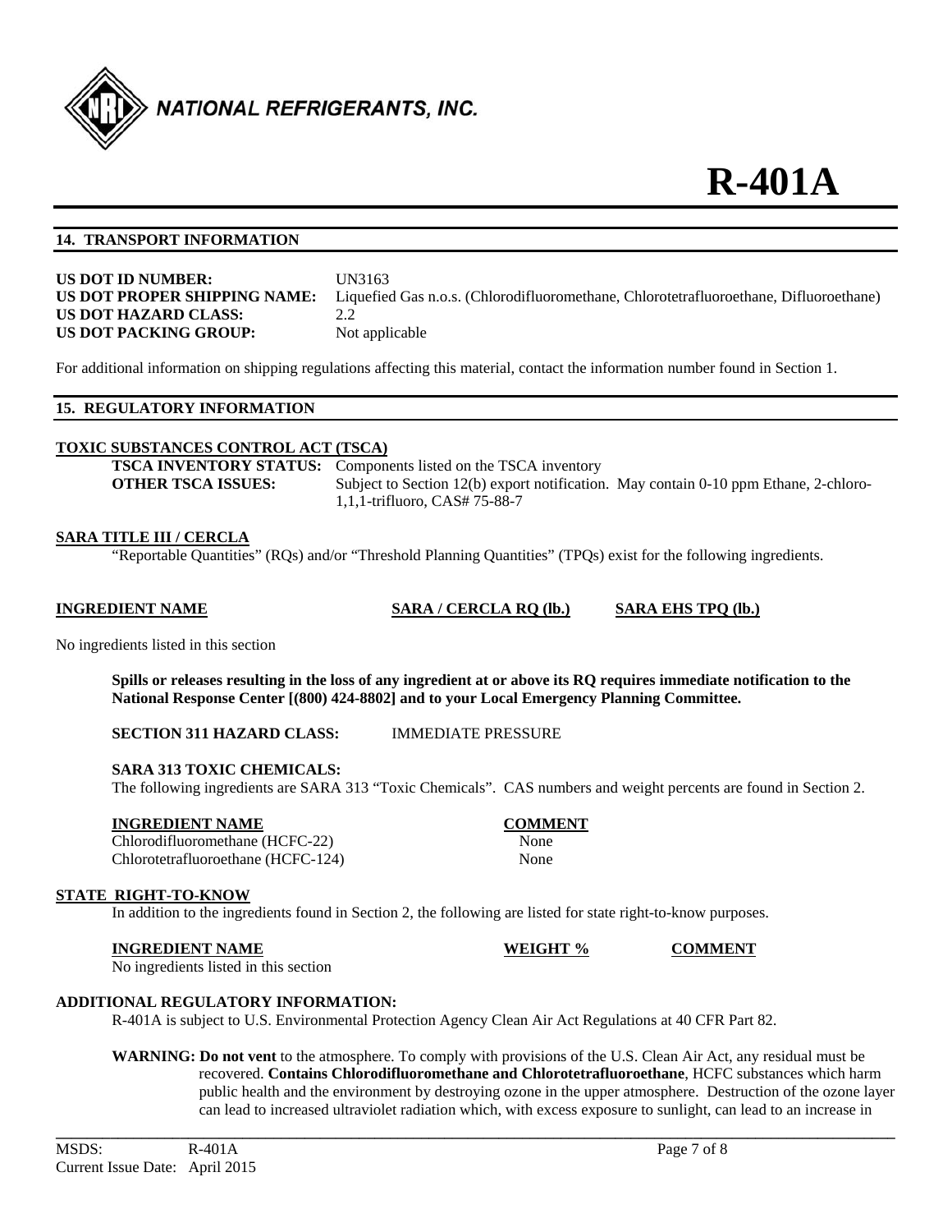# R-401A

## 14. TRANSPORT INFORMATION

**US DOT ID NUMBER:** UN3163
**US DOT PROPER SHIPPING NAME:** Liquefied Gas n.o.s. (Chlorodifluoromethane, Chlorotetrafluoroethane, Difluoroethane)
**US DOT HAZARD CLASS:** 2.2
**US DOT PACKING GROUP:** Not applicable

For additional information on shipping regulations affecting this material, contact the information number found in Section 1.

## 15. REGULATORY INFORMATION

### TOXIC SUBSTANCES CONTROL ACT (TSCA)

**TSCA INVENTORY STATUS:** Components listed on the TSCA inventory
**OTHER TSCA ISSUES:** Subject to Section 12(b) export notification. May contain 0-10 ppm Ethane, 2-chloro-1,1,1-trifluoro, CAS# 75-88-7

### SARA TITLE III / CERCLA

"Reportable Quantities" (RQs) and/or "Threshold Planning Quantities" (TPQs) exist for the following ingredients.

| INGREDIENT NAME | SARA / CERCLA RQ (lb.) | SARA EHS TPQ (lb.) |
|---|---|---|

No ingredients listed in this section

**Spills or releases resulting in the loss of any ingredient at or above its RQ requires immediate notification to the National Response Center [(800) 424-8802] and to your Local Emergency Planning Committee.**

**SECTION 311 HAZARD CLASS:** IMMEDIATE PRESSURE

**SARA 313 TOXIC CHEMICALS:**
The following ingredients are SARA 313 "Toxic Chemicals". CAS numbers and weight percents are found in Section 2.

| INGREDIENT NAME | COMMENT |
|---|---|
| Chlorodifluoromethane (HCFC-22) | None |
| Chlorotetrafluoroethane (HCFC-124) | None |

### STATE RIGHT-TO-KNOW

In addition to the ingredients found in Section 2, the following are listed for state right-to-know purposes.

| INGREDIENT NAME | WEIGHT % | COMMENT |
|---|---|---|

No ingredients listed in this section

### ADDITIONAL REGULATORY INFORMATION:

R-401A is subject to U.S. Environmental Protection Agency Clean Air Act Regulations at 40 CFR Part 82.

**WARNING: Do not vent** to the atmosphere. To comply with provisions of the U.S. Clean Air Act, any residual must be recovered. **Contains Chlorodifluoromethane and Chlorotetrafluoroethane**, HCFC substances which harm public health and the environment by destroying ozone in the upper atmosphere. Destruction of the ozone layer can lead to increased ultraviolet radiation which, with excess exposure to sunlight, can lead to an increase in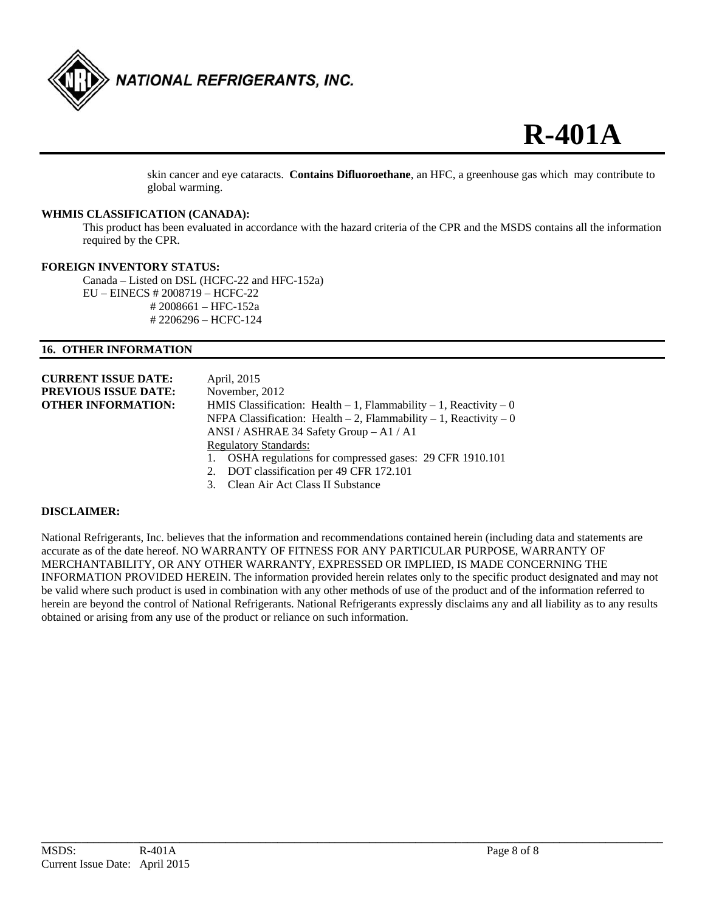skin cancer and eye cataracts. **Contains Difluoroethane**, an HFC, a greenhouse gas which may contribute to global warming.

**WHMIS CLASSIFICATION (CANADA):**

This product has been evaluated in accordance with the hazard criteria of the CPR and the MSDS contains all the information required by the CPR.

**FOREIGN INVENTORY STATUS:**

Canada – Listed on DSL (HCFC-22 and HFC-152a)
EU – EINECS # 2008719 – HCFC-22
# 2008661 – HFC-152a
# 2206296 – HCFC-124

## 16. OTHER INFORMATION

**CURRENT ISSUE DATE:** April, 2015
**PREVIOUS ISSUE DATE:** November, 2012
**OTHER INFORMATION:** HMIS Classification: Health – 1, Flammability – 1, Reactivity – 0
NFPA Classification: Health – 2, Flammability – 1, Reactivity – 0
ANSI / ASHRAE 34 Safety Group – A1 / A1
Regulatory Standards:

1. OSHA regulations for compressed gases: 29 CFR 1910.101
2. DOT classification per 49 CFR 172.101
3. Clean Air Act Class II Substance

**DISCLAIMER:**

National Refrigerants, Inc. believes that the information and recommendations contained herein (including data and statements are accurate as of the date hereof. NO WARRANTY OF FITNESS FOR ANY PARTICULAR PURPOSE, WARRANTY OF MERCHANTABILITY, OR ANY OTHER WARRANTY, EXPRESSED OR IMPLIED, IS MADE CONCERNING THE INFORMATION PROVIDED HEREIN. The information provided herein relates only to the specific product designated and may not be valid where such product is used in combination with any other methods of use of the product and of the information referred to herein are beyond the control of National Refrigerants. National Refrigerants expressly disclaims any and all liability as to any results obtained or arising from any use of the product or reliance on such information.